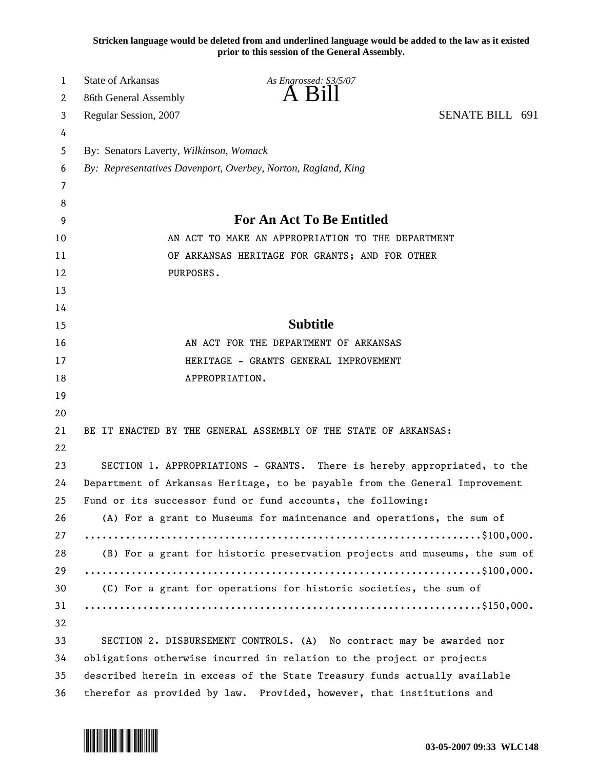Stricken language would be deleted from and underlined language would be added to the law as it existed prior to this session of the General Assembly.

State of Arkansas
86th General Assembly
Regular Session, 2007

*As Engrossed: S3/5/07*

# A Bill

SENATE BILL 691

By: Senators Laverty, *Wilkinson, Womack*
*By: Representatives Davenport, Overbey, Norton, Ragland, King*

## For An Act To Be Entitled

AN ACT TO MAKE AN APPROPRIATION TO THE DEPARTMENT OF ARKANSAS HERITAGE FOR GRANTS; AND FOR OTHER PURPOSES.

## Subtitle

AN ACT FOR THE DEPARTMENT OF ARKANSAS HERITAGE - GRANTS GENERAL IMPROVEMENT APPROPRIATION.

BE IT ENACTED BY THE GENERAL ASSEMBLY OF THE STATE OF ARKANSAS:

SECTION 1. APPROPRIATIONS - GRANTS. There is hereby appropriated, to the Department of Arkansas Heritage, to be payable from the General Improvement Fund or its successor fund or fund accounts, the following:

(A) For a grant to Museums for maintenance and operations, the sum of ..................................................................$100,000.

(B) For a grant for historic preservation projects and museums, the sum of ..................................................................$100,000.

(C) For a grant for operations for historic societies, the sum of ..................................................................$150,000.

SECTION 2. DISBURSEMENT CONTROLS. (A) No contract may be awarded nor obligations otherwise incurred in relation to the project or projects described herein in excess of the State Treasury funds actually available therefor as provided by law. Provided, however, that institutions and

03-05-2007 09:33 WLC148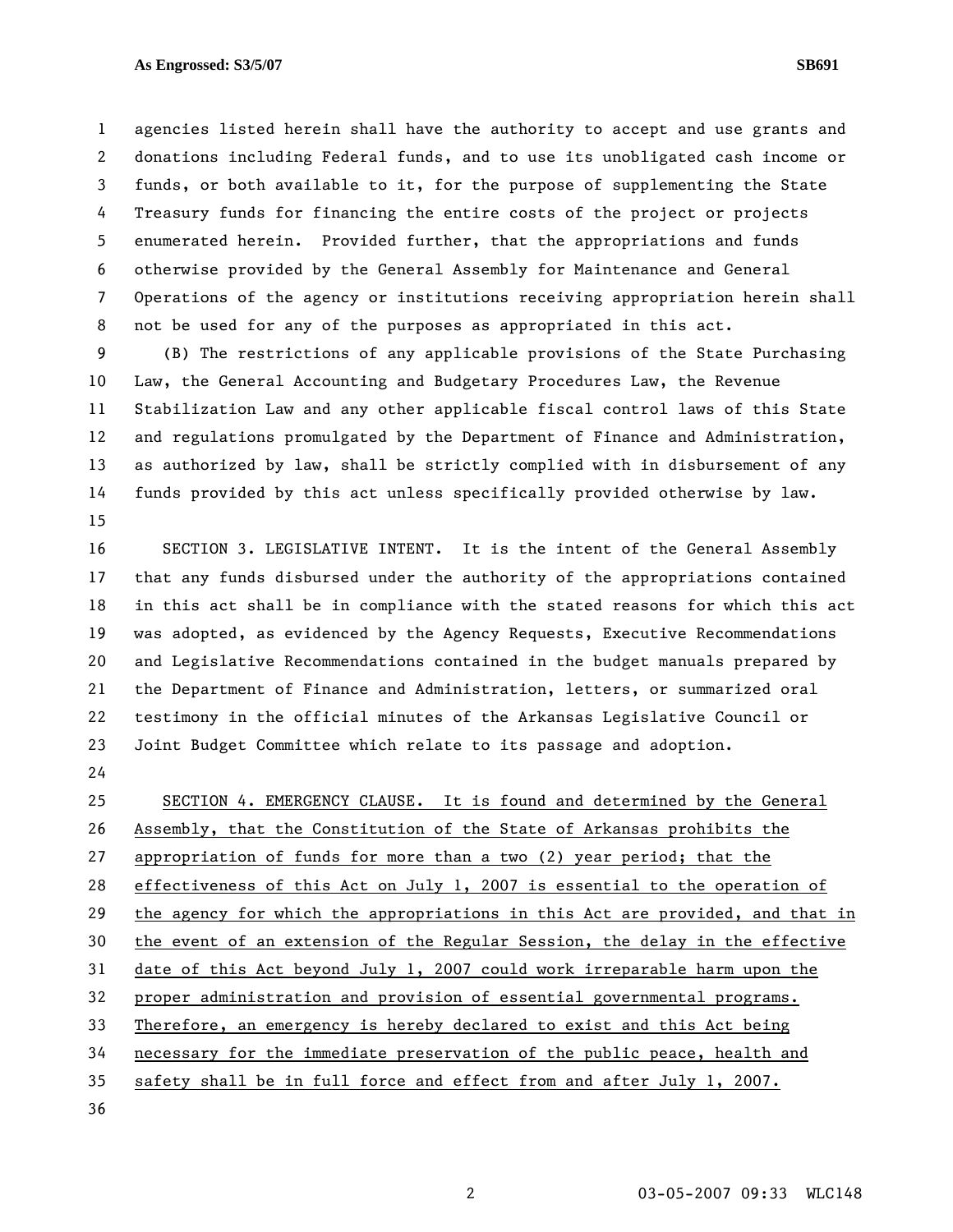agencies listed herein shall have the authority to accept and use grants and donations including Federal funds, and to use its unobligated cash income or funds, or both available to it, for the purpose of supplementing the State Treasury funds for financing the entire costs of the project or projects enumerated herein. Provided further, that the appropriations and funds otherwise provided by the General Assembly for Maintenance and General Operations of the agency or institutions receiving appropriation herein shall not be used for any of the purposes as appropriated in this act.

(B) The restrictions of any applicable provisions of the State Purchasing Law, the General Accounting and Budgetary Procedures Law, the Revenue Stabilization Law and any other applicable fiscal control laws of this State and regulations promulgated by the Department of Finance and Administration, as authorized by law, shall be strictly complied with in disbursement of any funds provided by this act unless specifically provided otherwise by law.

SECTION 3. LEGISLATIVE INTENT. It is the intent of the General Assembly that any funds disbursed under the authority of the appropriations contained in this act shall be in compliance with the stated reasons for which this act was adopted, as evidenced by the Agency Requests, Executive Recommendations and Legislative Recommendations contained in the budget manuals prepared by the Department of Finance and Administration, letters, or summarized oral testimony in the official minutes of the Arkansas Legislative Council or Joint Budget Committee which relate to its passage and adoption.

SECTION 4. EMERGENCY CLAUSE. It is found and determined by the General Assembly, that the Constitution of the State of Arkansas prohibits the appropriation of funds for more than a two (2) year period; that the effectiveness of this Act on July 1, 2007 is essential to the operation of the agency for which the appropriations in this Act are provided, and that in the event of an extension of the Regular Session, the delay in the effective date of this Act beyond July 1, 2007 could work irreparable harm upon the proper administration and provision of essential governmental programs. Therefore, an emergency is hereby declared to exist and this Act being necessary for the immediate preservation of the public peace, health and safety shall be in full force and effect from and after July 1, 2007.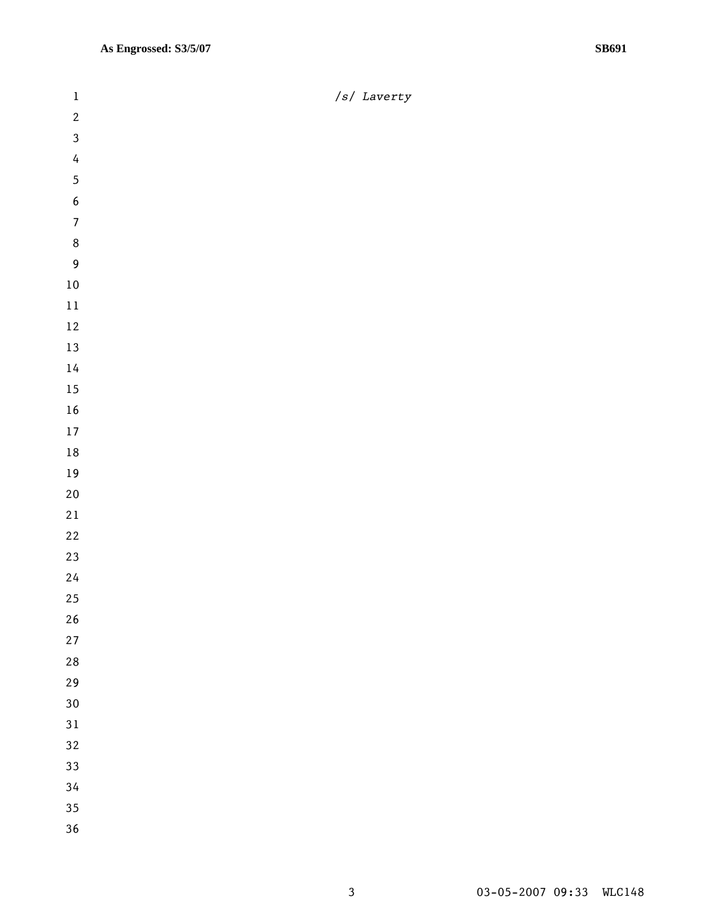*/s/ Laverty*